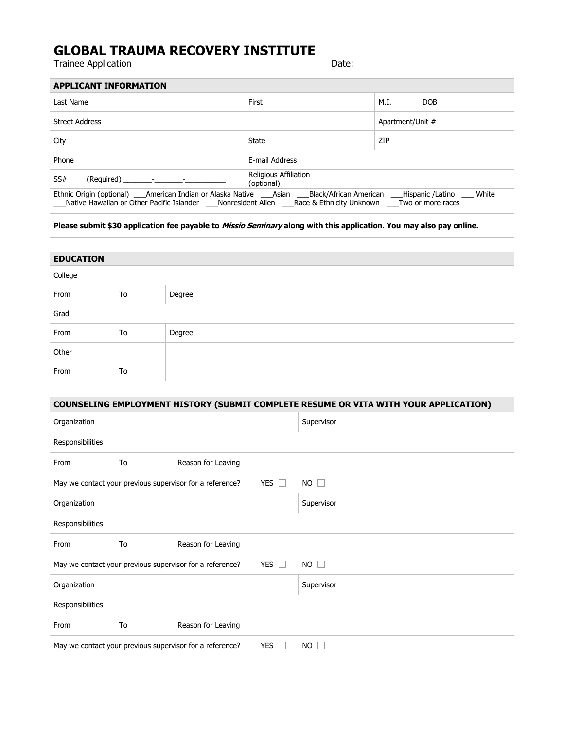# GLOBAL TRAUMA RECOVERY INSTITUTE

Trainee Application Date:

| APPLICANT INFORMATION | | | |
|---|---|---|---|
| Last Name | First | M.I. | DOB |
| Street Address | | Apartment/Unit # | |
| City | State | ZIP | |
| Phone | E-mail Address | | |
| SS# (Required) _______-_______-__________ | Religious Affiliation (optional) | | |

Ethnic Origin (optional) ___American Indian or Alaska Native ___Asian ___Black/African American ___Hispanic /Latino ___ White ___Native Hawaiian or Other Pacific Islander ___Nonresident Alien ___Race & Ethnicity Unknown ___Two or more races

**Please submit $30 application fee payable to *Missio Seminary* along with this application. You may also pay online.**

| EDUCATION | | | |
|---|---|---|---|
| College | | | |
| From | To | Degree | |
| Grad | | | |
| From | To | Degree | |
| Other | | | |
| From | To | | |

| COUNSELING EMPLOYMENT HISTORY (SUBMIT COMPLETE RESUME OR VITA WITH YOUR APPLICATION) | | | |
|---|---|---|---|
| Organization | | | Supervisor |
| Responsibilities | | | |
| From | To | Reason for Leaving | |
| May we contact your previous supervisor for a reference? | | YES ☐ | NO ☐ |
| Organization | | | Supervisor |
| Responsibilities | | | |
| From | To | Reason for Leaving | |
| May we contact your previous supervisor for a reference? | | YES ☐ | NO ☐ |
| Organization | | | Supervisor |
| Responsibilities | | | |
| From | To | Reason for Leaving | |
| May we contact your previous supervisor for a reference? | | YES ☐ | NO ☐ |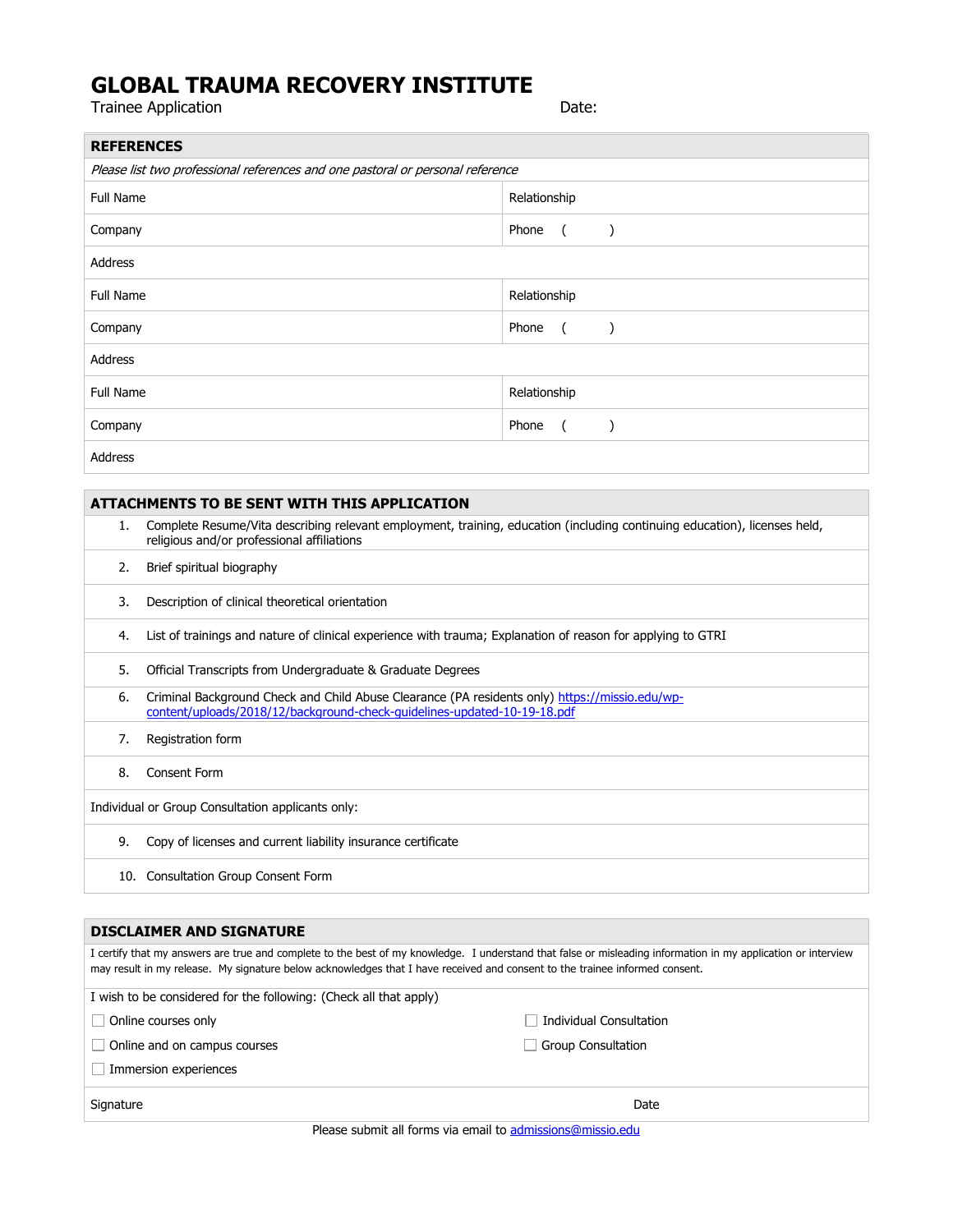# GLOBAL TRAUMA RECOVERY INSTITUTE

Trainee Application Date:

## REFERENCES

*Please list two professional references and one pastoral or personal reference*

| | |
|---|---|
| Full Name | Relationship |
| Company | Phone ( ) |
| Address | |
| Full Name | Relationship |
| Company | Phone ( ) |
| Address | |
| Full Name | Relationship |
| Company | Phone ( ) |
| Address | |

## ATTACHMENTS TO BE SENT WITH THIS APPLICATION

1. Complete Resume/Vita describing relevant employment, training, education (including continuing education), licenses held, religious and/or professional affiliations
2. Brief spiritual biography
3. Description of clinical theoretical orientation
4. List of trainings and nature of clinical experience with trauma; Explanation of reason for applying to GTRI
5. Official Transcripts from Undergraduate & Graduate Degrees
6. Criminal Background Check and Child Abuse Clearance (PA residents only) https://missio.edu/wp-content/uploads/2018/12/background-check-guidelines-updated-10-19-18.pdf
7. Registration form
8. Consent Form

Individual or Group Consultation applicants only:

9. Copy of licenses and current liability insurance certificate
10. Consultation Group Consent Form

## DISCLAIMER AND SIGNATURE

I certify that my answers are true and complete to the best of my knowledge. I understand that false or misleading information in my application or interview may result in my release. My signature below acknowledges that I have received and consent to the trainee informed consent.

I wish to be considered for the following: (Check all that apply)

- ☐ Online courses only
- ☐ Online and on campus courses
- ☐ Immersion experiences
- ☐ Individual Consultation
- ☐ Group Consultation

Signature Date

Please submit all forms via email to admissions@missio.edu